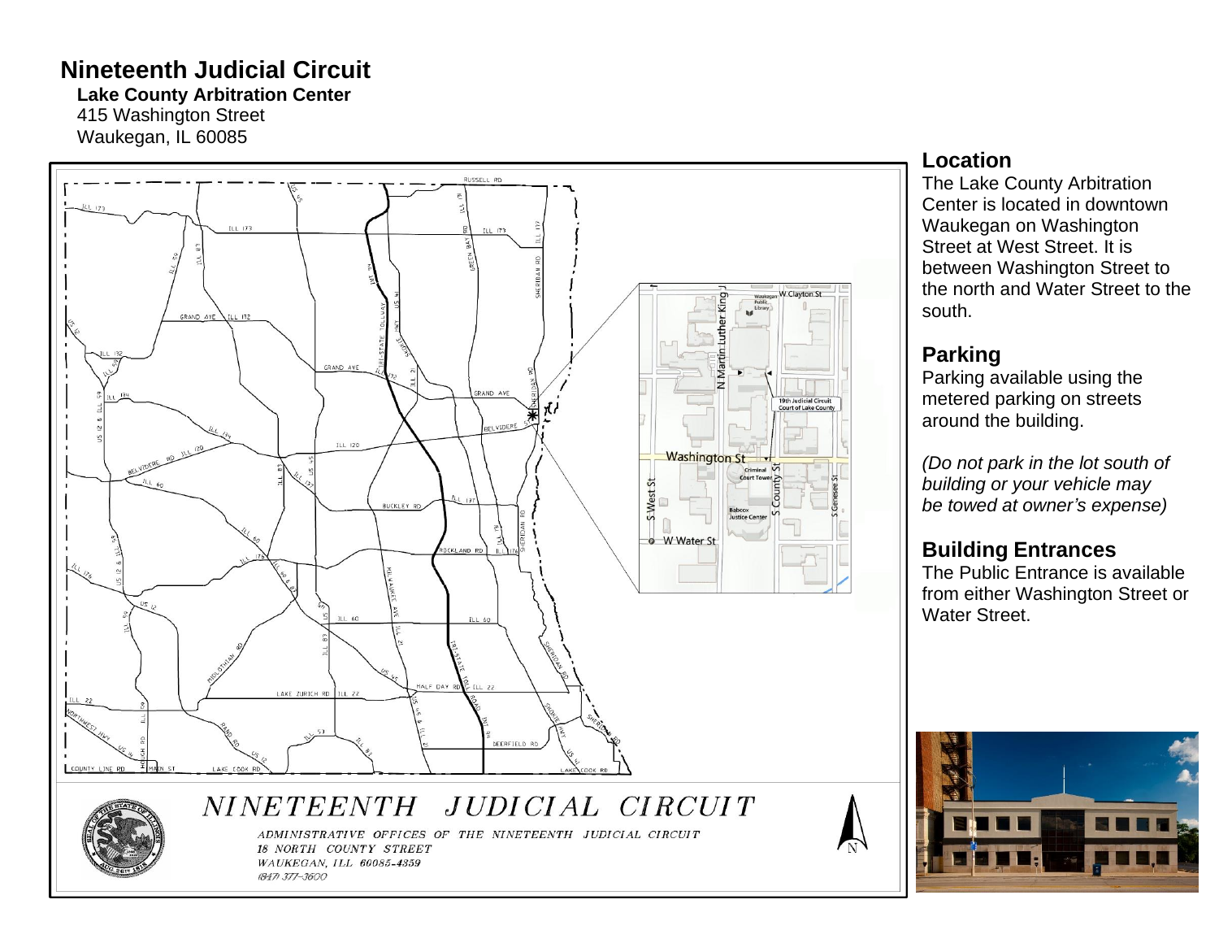# Nineteenth Judicial Circuit

**Lake County Arbitration Center**
415 Washington Street
Waukegan, IL 60085

NINETEENTH JUDICIAL CIRCUIT

*ADMINISTRATIVE OFFICES OF THE NINETEENTH JUDICIAL CIRCUIT*
*18 NORTH COUNTY STREET*
*WAUKEGAN, ILL 60085-4359*
*(847) 377-3600*

## Location

The Lake County Arbitration Center is located in downtown Waukegan on Washington Street at West Street. It is between Washington Street to the north and Water Street to the south.

## Parking

Parking available using the metered parking on streets around the building.

*(Do not park in the lot south of building or your vehicle may be towed at owner's expense)*

## Building Entrances

The Public Entrance is available from either Washington Street or Water Street.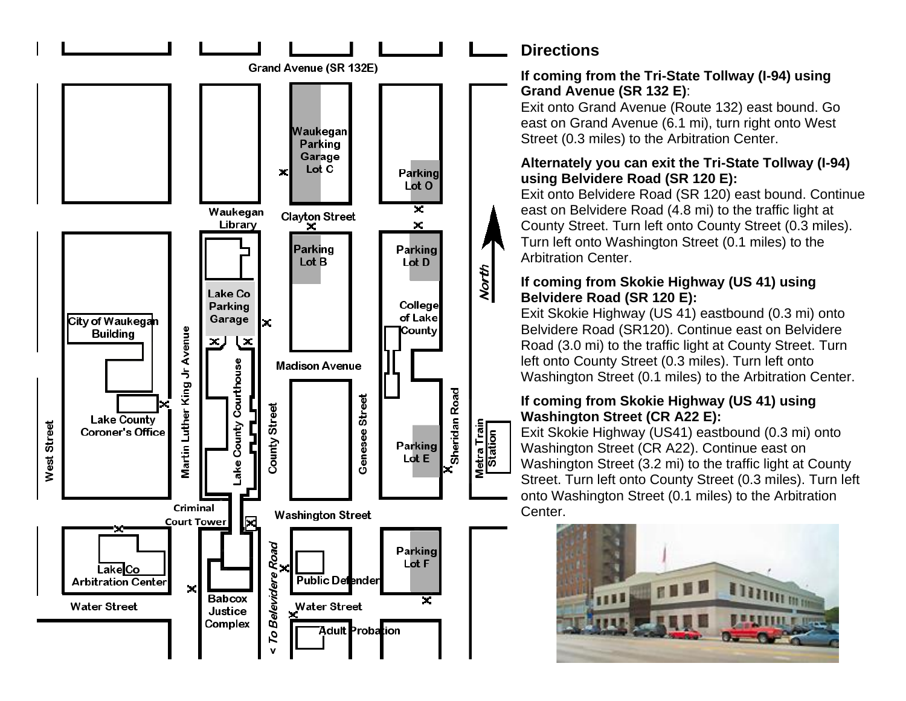## Directions

**If coming from the Tri-State Tollway (I-94) using Grand Avenue (SR 132 E)**:
Exit onto Grand Avenue (Route 132) east bound. Go east on Grand Avenue (6.1 mi), turn right onto West Street (0.3 miles) to the Arbitration Center.

**Alternately you can exit the Tri-State Tollway (I-94) using Belvidere Road (SR 120 E):**
Exit onto Belvidere Road (SR 120) east bound. Continue east on Belvidere Road (4.8 mi) to the traffic light at County Street. Turn left onto County Street (0.3 miles). Turn left onto Washington Street (0.1 miles) to the Arbitration Center.

**If coming from Skokie Highway (US 41) using Belvidere Road (SR 120 E):**
Exit Skokie Highway (US 41) eastbound (0.3 mi) onto Belvidere Road (SR120). Continue east on Belvidere Road (3.0 mi) to the traffic light at County Street. Turn left onto County Street (0.3 miles). Turn left onto Washington Street (0.1 miles) to the Arbitration Center.

**If coming from Skokie Highway (US 41) using Washington Street (CR A22 E):**
Exit Skokie Highway (US41) eastbound (0.3 mi) onto Washington Street (CR A22). Continue east on Washington Street (3.2 mi) to the traffic light at County Street. Turn left onto County Street (0.3 miles). Turn left onto Washington Street (0.1 miles) to the Arbitration Center.